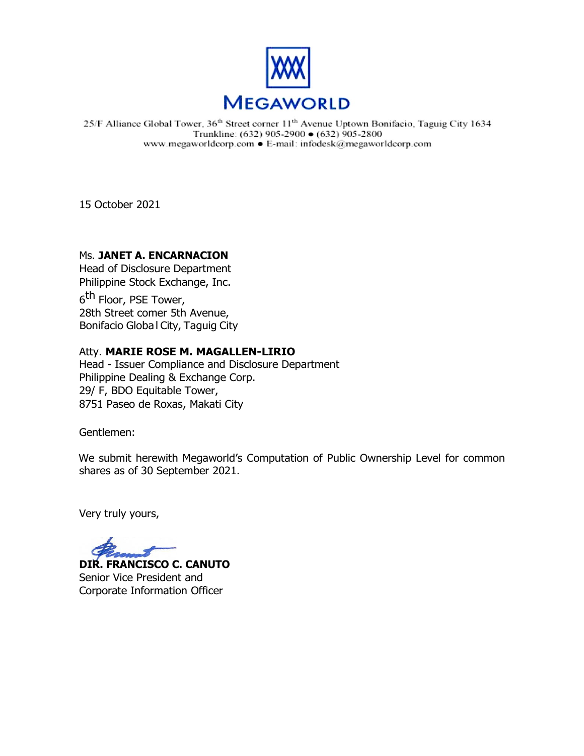# MEGAWORLD

25/F Alliance Global Tower, 36th Street corner 11th Avenue Uptown Bonifacio, Taguig City 1634
Trunkline: (632) 905-2900 • (632) 905-2800
www.megaworldcorp.com • E-mail: infodesk@megaworldcorp.com

15 October 2021

Ms. **JANET A. ENCARNACION**
Head of Disclosure Department
Philippine Stock Exchange, Inc.
6th Floor, PSE Tower,
28th Street comer 5th Avenue,
Bonifacio Global City, Taguig City

Atty. **MARIE ROSE M. MAGALLEN-LIRIO**
Head - Issuer Compliance and Disclosure Department
Philippine Dealing & Exchange Corp.
29/ F, BDO Equitable Tower,
8751 Paseo de Roxas, Makati City

Gentlemen:

We submit herewith Megaworld's Computation of Public Ownership Level for common shares as of 30 September 2021.

Very truly yours,

**DIR. FRANCISCO C. CANUTO**
Senior Vice President and
Corporate Information Officer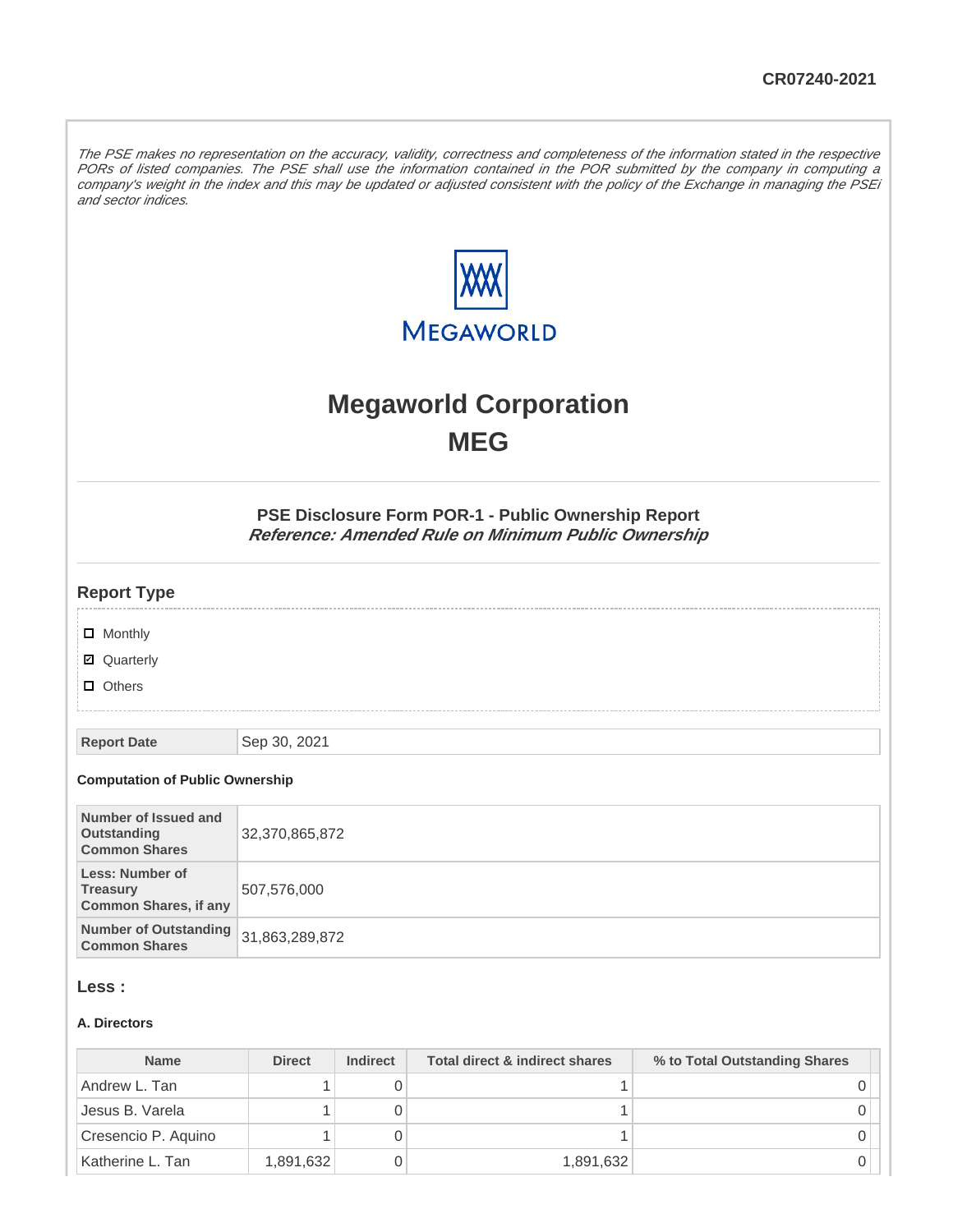CR07240-2021

*The PSE makes no representation on the accuracy, validity, correctness and completeness of the information stated in the respective PORs of listed companies. The PSE shall use the information contained in the POR submitted by the company in computing a company's weight in the index and this may be updated or adjusted consistent with the policy of the Exchange in managing the PSEi and sector indices.*

# Megaworld Corporation
# MEG

### PSE Disclosure Form POR-1 - Public Ownership Report
***Reference: Amended Rule on Minimum Public Ownership***

## Report Type

- ☐ Monthly
- ☑ Quarterly
- ☐ Others

| Report Date | Sep 30, 2021 |
|---|---|

**Computation of Public Ownership**

| Number of Issued and Outstanding Common Shares | 32,370,865,872 |
|---|---|
| Less: Number of Treasury Common Shares, if any | 507,576,000 |
| Number of Outstanding Common Shares | 31,863,289,872 |

## Less :

#### A. Directors

| Name | Direct | Indirect | Total direct & indirect shares | % to Total Outstanding Shares |
|---|---|---|---|---|
| Andrew L. Tan | 1 | 0 | 1 | 0 |
| Jesus B. Varela | 1 | 0 | 1 | 0 |
| Cresencio P. Aquino | 1 | 0 | 1 | 0 |
| Katherine L. Tan | 1,891,632 | 0 | 1,891,632 | 0 |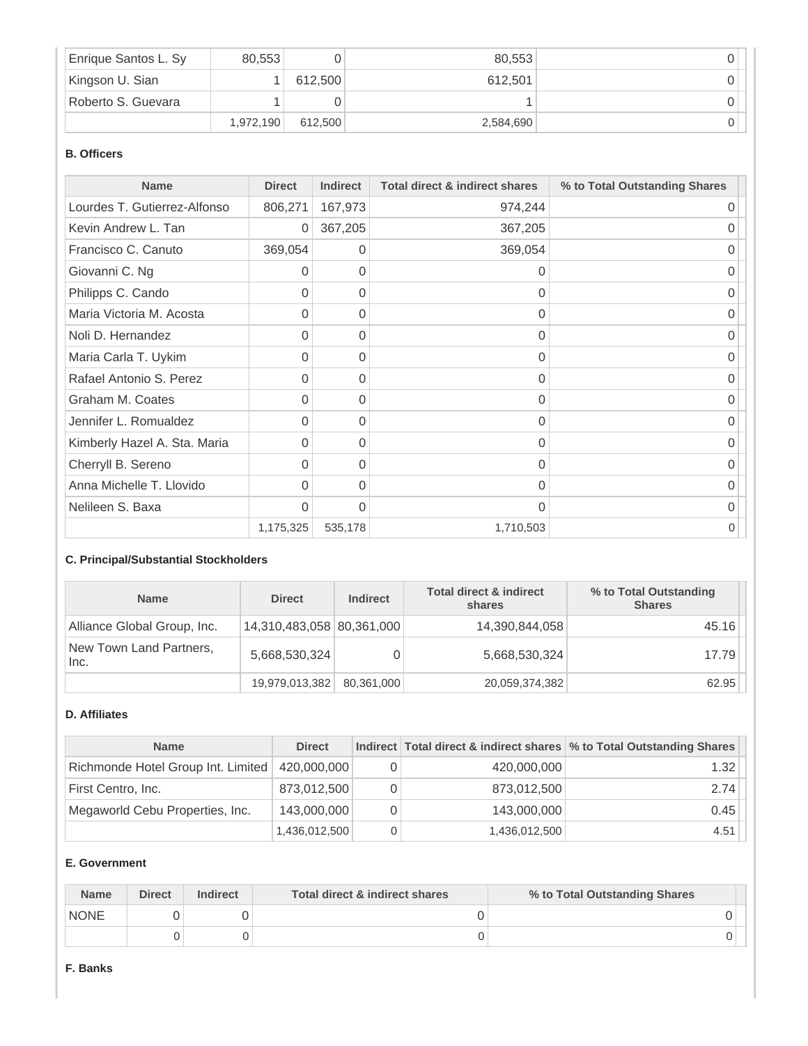| | | | | |
|---|---|---|---|---|
| Enrique Santos L. Sy | 80,553 | 0 | 80,553 | 0 |
| Kingson U. Sian | 1 | 612,500 | 612,501 | 0 |
| Roberto S. Guevara | 1 | 0 | 1 | 0 |
| | 1,972,190 | 612,500 | 2,584,690 | 0 |

**B. Officers**

| Name | Direct | Indirect | Total direct & indirect shares | % to Total Outstanding Shares |
|---|---|---|---|---|
| Lourdes T. Gutierrez-Alfonso | 806,271 | 167,973 | 974,244 | 0 |
| Kevin Andrew L. Tan | 0 | 367,205 | 367,205 | 0 |
| Francisco C. Canuto | 369,054 | 0 | 369,054 | 0 |
| Giovanni C. Ng | 0 | 0 | 0 | 0 |
| Philipps C. Cando | 0 | 0 | 0 | 0 |
| Maria Victoria M. Acosta | 0 | 0 | 0 | 0 |
| Noli D. Hernandez | 0 | 0 | 0 | 0 |
| Maria Carla T. Uykim | 0 | 0 | 0 | 0 |
| Rafael Antonio S. Perez | 0 | 0 | 0 | 0 |
| Graham M. Coates | 0 | 0 | 0 | 0 |
| Jennifer L. Romualdez | 0 | 0 | 0 | 0 |
| Kimberly Hazel A. Sta. Maria | 0 | 0 | 0 | 0 |
| Cherryll B. Sereno | 0 | 0 | 0 | 0 |
| Anna Michelle T. Llovido | 0 | 0 | 0 | 0 |
| Nelileen S. Baxa | 0 | 0 | 0 | 0 |
| | 1,175,325 | 535,178 | 1,710,503 | 0 |

**C. Principal/Substantial Stockholders**

| Name | Direct | Indirect | Total direct & indirect shares | % to Total Outstanding Shares |
|---|---|---|---|---|
| Alliance Global Group, Inc. | 14,310,483,058 | 80,361,000 | 14,390,844,058 | 45.16 |
| New Town Land Partners, Inc. | 5,668,530,324 | 0 | 5,668,530,324 | 17.79 |
| | 19,979,013,382 | 80,361,000 | 20,059,374,382 | 62.95 |

**D. Affiliates**

| Name | Direct | Indirect | Total direct & indirect shares | % to Total Outstanding Shares |
|---|---|---|---|---|
| Richmonde Hotel Group Int. Limited | 420,000,000 | 0 | 420,000,000 | 1.32 |
| First Centro, Inc. | 873,012,500 | 0 | 873,012,500 | 2.74 |
| Megaworld Cebu Properties, Inc. | 143,000,000 | 0 | 143,000,000 | 0.45 |
| | 1,436,012,500 | 0 | 1,436,012,500 | 4.51 |

**E. Government**

| Name | Direct | Indirect | Total direct & indirect shares | % to Total Outstanding Shares |
|---|---|---|---|---|
| NONE | 0 | 0 | 0 | 0 |
| | 0 | 0 | 0 | 0 |

**F. Banks**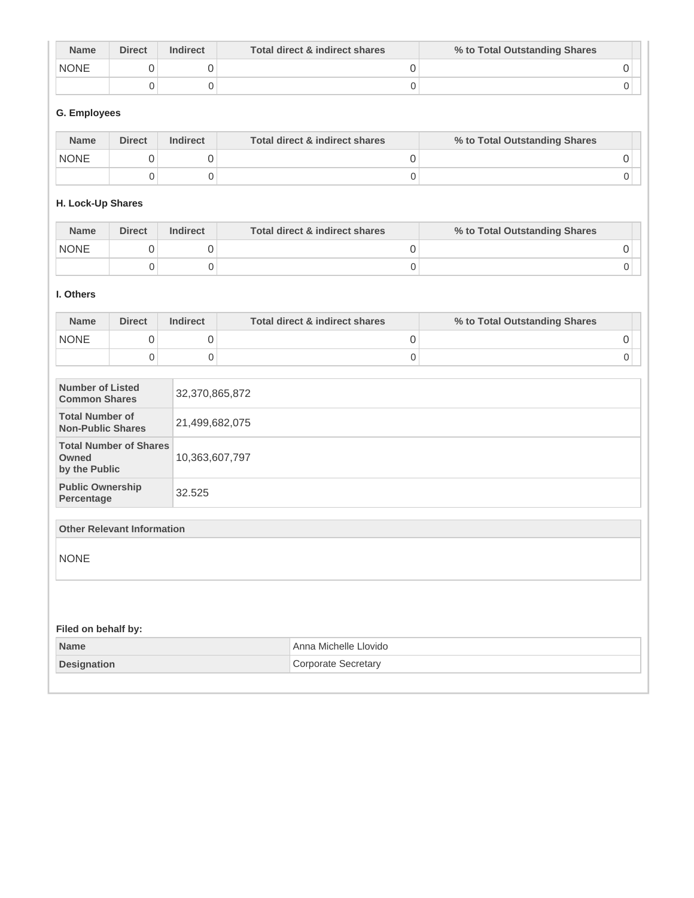| Name | Direct | Indirect | Total direct & indirect shares | % to Total Outstanding Shares |
|---|---|---|---|---|
| NONE | 0 | 0 | 0 | 0 |
| | 0 | 0 | 0 | 0 |

### G. Employees

| Name | Direct | Indirect | Total direct & indirect shares | % to Total Outstanding Shares |
|---|---|---|---|---|
| NONE | 0 | 0 | 0 | 0 |
| | 0 | 0 | 0 | 0 |

### H. Lock-Up Shares

| Name | Direct | Indirect | Total direct & indirect shares | % to Total Outstanding Shares |
|---|---|---|---|---|
| NONE | 0 | 0 | 0 | 0 |
| | 0 | 0 | 0 | 0 |

### I. Others

| Name | Direct | Indirect | Total direct & indirect shares | % to Total Outstanding Shares |
|---|---|---|---|---|
| NONE | 0 | 0 | 0 | 0 |
| | 0 | 0 | 0 | 0 |

| | |
|---|---|
| **Number of Listed Common Shares** | 32,370,865,872 |
| **Total Number of Non-Public Shares** | 21,499,682,075 |
| **Total Number of Shares Owned by the Public** | 10,363,607,797 |
| **Public Ownership Percentage** | 32.525 |

| Other Relevant Information |
|---|
| NONE |

**Filed on behalf by:**

| | |
|---|---|
| **Name** | Anna Michelle Llovido |
| **Designation** | Corporate Secretary |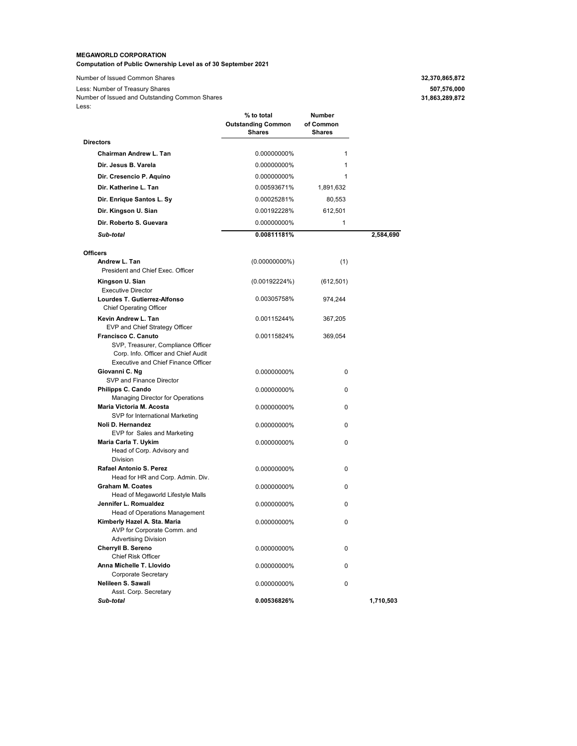**MEGAWORLD CORPORATION**
**Computation of Public Ownership Level as of 30 September 2021**

| | | | |
|---|---|---|---|
| Number of Issued Common Shares | | | **32,370,865,872** |
| Less: Number of Treasury Shares | | | **507,576,000** |
| Number of Issued and Outstanding Common Shares | | | **31,863,289,872** |
| Less: | | | |

| | % to total Outstanding Common Shares | Number of Common Shares | |
|---|---|---|---|
| **Directors** | | | |
| **Chairman Andrew L. Tan** | 0.00000000% | 1 | |
| **Dir. Jesus B. Varela** | 0.00000000% | 1 | |
| **Dir. Cresencio P. Aquino** | 0.00000000% | 1 | |
| **Dir. Katherine L. Tan** | 0.00593671% | 1,891,632 | |
| **Dir. Enrique Santos L. Sy** | 0.00025281% | 80,553 | |
| **Dir. Kingson U. Sian** | 0.00192228% | 612,501 | |
| **Dir. Roberto S. Guevara** | 0.00000000% | 1 | |
| ***Sub-total*** | **0.00811181%** | | **2,584,690** |
| **Officers** | | | |
| **Andrew L. Tan**<br>President and Chief Exec. Officer | (0.00000000%) | (1) | |
| **Kingson U. Sian**<br>Executive Director | (0.00192224%) | (612,501) | |
| **Lourdes T. Gutierrez-Alfonso**<br>Chief Operating Officer | 0.00305758% | 974,244 | |
| **Kevin Andrew L. Tan**<br>EVP and Chief Strategy Officer | 0.00115244% | 367,205 | |
| **Francisco C. Canuto**<br>SVP, Treasurer, Compliance Officer Corp. Info. Officer and Chief Audit Executive and Chief Finance Officer | 0.00115824% | 369,054 | |
| **Giovanni C. Ng**<br>SVP and Finance Director | 0.00000000% | 0 | |
| **Philipps C. Cando**<br>Managing Director for Operations | 0.00000000% | 0 | |
| **Maria Victoria M. Acosta**<br>SVP for International Marketing | 0.00000000% | 0 | |
| **Noli D. Hernandez**<br>EVP for Sales and Marketing | 0.00000000% | 0 | |
| **Maria Carla T. Uykim**<br>Head of Corp. Advisory and Division | 0.00000000% | 0 | |
| **Rafael Antonio S. Perez**<br>Head for HR and Corp. Admin. Div. | 0.00000000% | 0 | |
| **Graham M. Coates**<br>Head of Megaworld Lifestyle Malls | 0.00000000% | 0 | |
| **Jennifer L. Romualdez**<br>Head of Operations Management | 0.00000000% | 0 | |
| **Kimberly Hazel A. Sta. Maria**<br>AVP for Corporate Comm. and Advertising Division | 0.00000000% | 0 | |
| **Cherryll B. Sereno**<br>Chief Risk Officer | 0.00000000% | 0 | |
| **Anna Michelle T. Llovido**<br>Corporate Secretary | 0.00000000% | 0 | |
| **Nelileen S. Sawali**<br>Asst. Corp. Secretary | 0.00000000% | 0 | |
| ***Sub-total*** | **0.00536826%** | | **1,710,503** |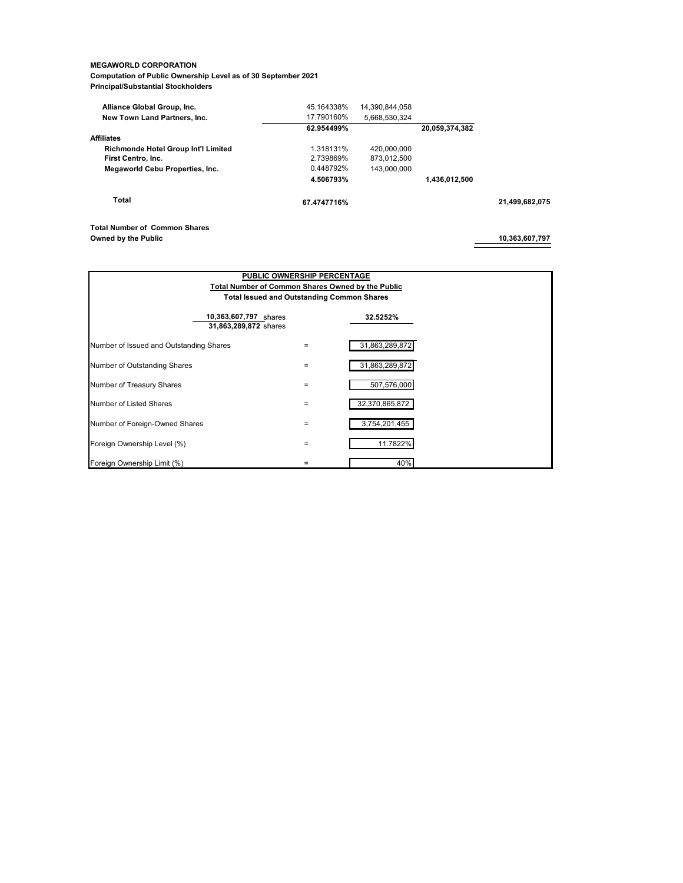**MEGAWORLD CORPORATION**

**Computation of Public Ownership Level as of 30 September 2021**

**Principal/Substantial Stockholders**

| | | | | |
|---|---|---|---|---|
| **Alliance Global Group, Inc.** | 45.164338% | 14,390,844,058 | | |
| **New Town Land Partners, Inc.** | 17.790160% | 5,668,530,324 | | |
| | **62.954499%** | | **20,059,374,382** | |
| **Affiliates** | | | | |
| **Richmonde Hotel Group Int'l Limited** | 1.318131% | 420,000,000 | | |
| **First Centro, Inc.** | 2.739869% | 873,012,500 | | |
| **Megaworld Cebu Properties, Inc.** | 0.448792% | 143,000,000 | | |
| | **4.506793%** | | **1,436,012,500** | |
| **Total** | **67.4747716%** | | | **21,499,682,075** |
| **Total Number of Common Shares Owned by the Public** | | | | **10,363,607,797** |

**PUBLIC OWNERSHIP PERCENTAGE**

**Total Number of Common Shares Owned by the Public**

**Total Issued and Outstanding Common Shares**

| | | |
|---|---|---|
| **10,363,607,797** shares / **31,863,289,872** shares | | **32.5252%** |
| Number of Issued and Outstanding Shares | = | 31,863,289,872 |
| Number of Outstanding Shares | = | 31,863,289,872 |
| Number of Treasury Shares | = | 507,576,000 |
| Number of Listed Shares | = | 32,370,865,872 |
| Number of Foreign-Owned Shares | = | 3,754,201,455 |
| Foreign Ownership Level (%) | = | 11.7822% |
| Foreign Ownership Limit (%) | = | 40% |